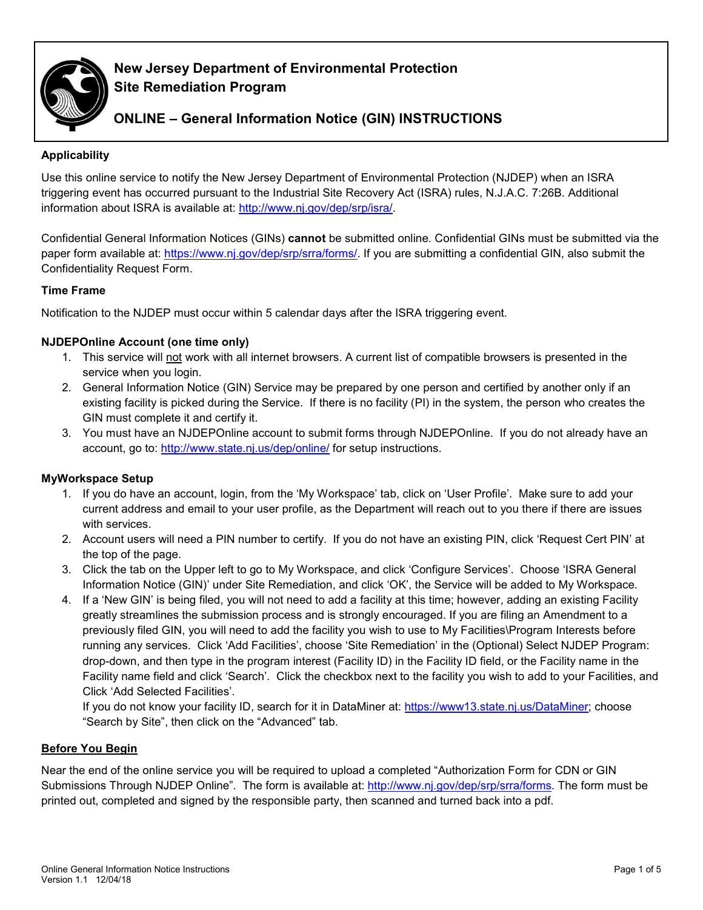# New Jersey Department of Environmental Protection
# Site Remediation Program

## ONLINE – General Information Notice (GIN) INSTRUCTIONS

**Applicability**

Use this online service to notify the New Jersey Department of Environmental Protection (NJDEP) when an ISRA triggering event has occurred pursuant to the Industrial Site Recovery Act (ISRA) rules, N.J.A.C. 7:26B. Additional information about ISRA is available at: http://www.nj.gov/dep/srp/isra/.

Confidential General Information Notices (GINs) **cannot** be submitted online. Confidential GINs must be submitted via the paper form available at: https://www.nj.gov/dep/srp/srra/forms/. If you are submitting a confidential GIN, also submit the Confidentiality Request Form.

**Time Frame**

Notification to the NJDEP must occur within 5 calendar days after the ISRA triggering event.

**NJDEPOnline Account (one time only)**

1. This service will not work with all internet browsers. A current list of compatible browsers is presented in the service when you login.
2. General Information Notice (GIN) Service may be prepared by one person and certified by another only if an existing facility is picked during the Service. If there is no facility (PI) in the system, the person who creates the GIN must complete it and certify it.
3. You must have an NJDEPOnline account to submit forms through NJDEPOnline. If you do not already have an account, go to: http://www.state.nj.us/dep/online/ for setup instructions.

**MyWorkspace Setup**

1. If you do have an account, login, from the 'My Workspace' tab, click on 'User Profile'. Make sure to add your current address and email to your user profile, as the Department will reach out to you there if there are issues with services.
2. Account users will need a PIN number to certify. If you do not have an existing PIN, click 'Request Cert PIN' at the top of the page.
3. Click the tab on the Upper left to go to My Workspace, and click 'Configure Services'. Choose 'ISRA General Information Notice (GIN)' under Site Remediation, and click 'OK', the Service will be added to My Workspace.
4. If a 'New GIN' is being filed, you will not need to add a facility at this time; however, adding an existing Facility greatly streamlines the submission process and is strongly encouraged. If you are filing an Amendment to a previously filed GIN, you will need to add the facility you wish to use to My Facilities\Program Interests before running any services. Click 'Add Facilities', choose 'Site Remediation' in the (Optional) Select NJDEP Program: drop-down, and then type in the program interest (Facility ID) in the Facility ID field, or the Facility name in the Facility name field and click 'Search'. Click the checkbox next to the facility you wish to add to your Facilities, and Click 'Add Selected Facilities'.
   If you do not know your facility ID, search for it in DataMiner at: https://www13.state.nj.us/DataMiner; choose "Search by Site", then click on the "Advanced" tab.

**Before You Begin**

Near the end of the online service you will be required to upload a completed "Authorization Form for CDN or GIN Submissions Through NJDEP Online". The form is available at: http://www.nj.gov/dep/srp/srra/forms. The form must be printed out, completed and signed by the responsible party, then scanned and turned back into a pdf.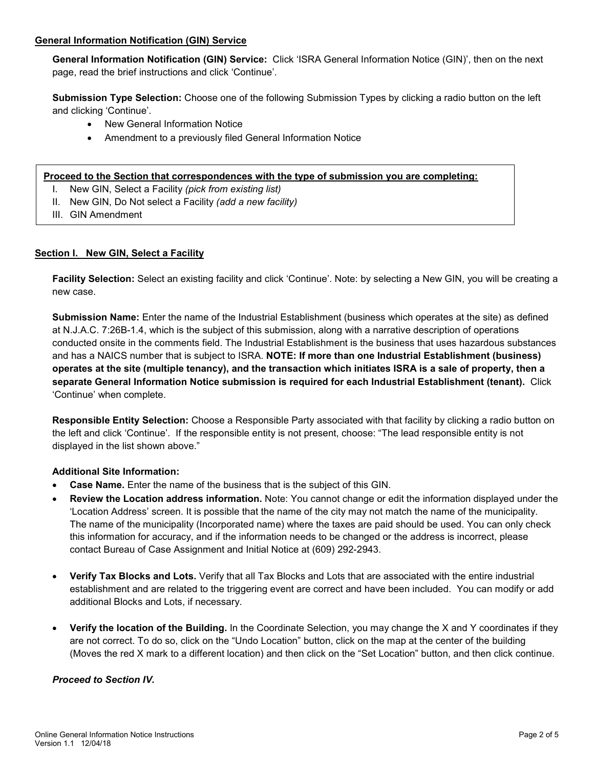**General Information Notification (GIN) Service**

**General Information Notification (GIN) Service:** Click 'ISRA General Information Notice (GIN)', then on the next page, read the brief instructions and click 'Continue'.

**Submission Type Selection:** Choose one of the following Submission Types by clicking a radio button on the left and clicking 'Continue'.

- New General Information Notice
- Amendment to a previously filed General Information Notice

**Proceed to the Section that correspondences with the type of submission you are completing:**

I. New GIN, Select a Facility *(pick from existing list)*
II. New GIN, Do Not select a Facility *(add a new facility)*
III. GIN Amendment

**Section I. New GIN, Select a Facility**

**Facility Selection:** Select an existing facility and click 'Continue'. Note: by selecting a New GIN, you will be creating a new case.

**Submission Name:** Enter the name of the Industrial Establishment (business which operates at the site) as defined at N.J.A.C. 7:26B-1.4, which is the subject of this submission, along with a narrative description of operations conducted onsite in the comments field. The Industrial Establishment is the business that uses hazardous substances and has a NAICS number that is subject to ISRA. **NOTE: If more than one Industrial Establishment (business) operates at the site (multiple tenancy), and the transaction which initiates ISRA is a sale of property, then a separate General Information Notice submission is required for each Industrial Establishment (tenant).** Click 'Continue' when complete.

**Responsible Entity Selection:** Choose a Responsible Party associated with that facility by clicking a radio button on the left and click 'Continue'. If the responsible entity is not present, choose: "The lead responsible entity is not displayed in the list shown above."

**Additional Site Information:**

- **Case Name.** Enter the name of the business that is the subject of this GIN.
- **Review the Location address information.** Note: You cannot change or edit the information displayed under the 'Location Address' screen. It is possible that the name of the city may not match the name of the municipality. The name of the municipality (Incorporated name) where the taxes are paid should be used. You can only check this information for accuracy, and if the information needs to be changed or the address is incorrect, please contact Bureau of Case Assignment and Initial Notice at (609) 292-2943.
- **Verify Tax Blocks and Lots.** Verify that all Tax Blocks and Lots that are associated with the entire industrial establishment and are related to the triggering event are correct and have been included. You can modify or add additional Blocks and Lots, if necessary.
- **Verify the location of the Building.** In the Coordinate Selection, you may change the X and Y coordinates if they are not correct. To do so, click on the "Undo Location" button, click on the map at the center of the building (Moves the red X mark to a different location) and then click on the "Set Location" button, and then click continue.

***Proceed to Section IV.***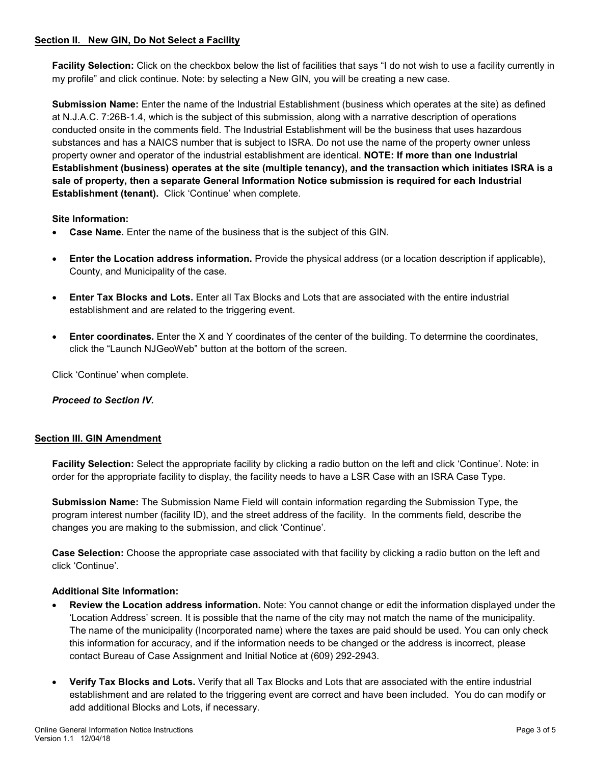## Section II. New GIN, Do Not Select a Facility

**Facility Selection:** Click on the checkbox below the list of facilities that says "I do not wish to use a facility currently in my profile" and click continue. Note: by selecting a New GIN, you will be creating a new case.

**Submission Name:** Enter the name of the Industrial Establishment (business which operates at the site) as defined at N.J.A.C. 7:26B-1.4, which is the subject of this submission, along with a narrative description of operations conducted onsite in the comments field. The Industrial Establishment will be the business that uses hazardous substances and has a NAICS number that is subject to ISRA. Do not use the name of the property owner unless property owner and operator of the industrial establishment are identical. **NOTE: If more than one Industrial Establishment (business) operates at the site (multiple tenancy), and the transaction which initiates ISRA is a sale of property, then a separate General Information Notice submission is required for each Industrial Establishment (tenant).** Click 'Continue' when complete.

**Site Information:**

- **Case Name.** Enter the name of the business that is the subject of this GIN.
- **Enter the Location address information.** Provide the physical address (or a location description if applicable), County, and Municipality of the case.
- **Enter Tax Blocks and Lots.** Enter all Tax Blocks and Lots that are associated with the entire industrial establishment and are related to the triggering event.
- **Enter coordinates.** Enter the X and Y coordinates of the center of the building. To determine the coordinates, click the "Launch NJGeoWeb" button at the bottom of the screen.

Click 'Continue' when complete.

***Proceed to Section IV.***

## Section III. GIN Amendment

**Facility Selection:** Select the appropriate facility by clicking a radio button on the left and click 'Continue'. Note: in order for the appropriate facility to display, the facility needs to have a LSR Case with an ISRA Case Type.

**Submission Name:** The Submission Name Field will contain information regarding the Submission Type, the program interest number (facility ID), and the street address of the facility. In the comments field, describe the changes you are making to the submission, and click 'Continue'.

**Case Selection:** Choose the appropriate case associated with that facility by clicking a radio button on the left and click 'Continue'.

**Additional Site Information:**

- **Review the Location address information.** Note: You cannot change or edit the information displayed under the 'Location Address' screen. It is possible that the name of the city may not match the name of the municipality. The name of the municipality (Incorporated name) where the taxes are paid should be used. You can only check this information for accuracy, and if the information needs to be changed or the address is incorrect, please contact Bureau of Case Assignment and Initial Notice at (609) 292-2943.
- **Verify Tax Blocks and Lots.** Verify that all Tax Blocks and Lots that are associated with the entire industrial establishment and are related to the triggering event are correct and have been included. You do can modify or add additional Blocks and Lots, if necessary.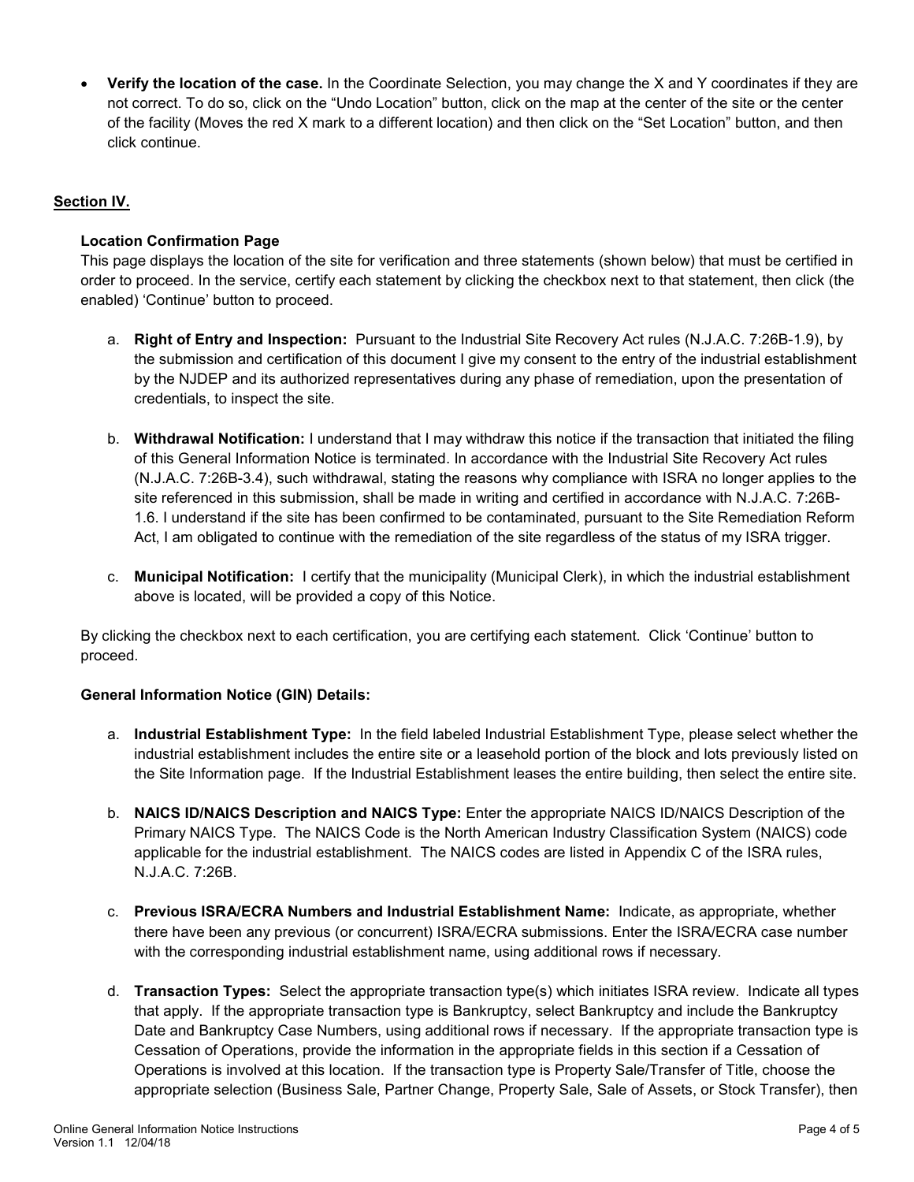- **Verify the location of the case.** In the Coordinate Selection, you may change the X and Y coordinates if they are not correct. To do so, click on the "Undo Location" button, click on the map at the center of the site or the center of the facility (Moves the red X mark to a different location) and then click on the "Set Location" button, and then click continue.

## Section IV.

### Location Confirmation Page

This page displays the location of the site for verification and three statements (shown below) that must be certified in order to proceed. In the service, certify each statement by clicking the checkbox next to that statement, then click (the enabled) 'Continue' button to proceed.

a. **Right of Entry and Inspection:** Pursuant to the Industrial Site Recovery Act rules (N.J.A.C. 7:26B-1.9), by the submission and certification of this document I give my consent to the entry of the industrial establishment by the NJDEP and its authorized representatives during any phase of remediation, upon the presentation of credentials, to inspect the site.

b. **Withdrawal Notification:** I understand that I may withdraw this notice if the transaction that initiated the filing of this General Information Notice is terminated. In accordance with the Industrial Site Recovery Act rules (N.J.A.C. 7:26B-3.4), such withdrawal, stating the reasons why compliance with ISRA no longer applies to the site referenced in this submission, shall be made in writing and certified in accordance with N.J.A.C. 7:26B-1.6. I understand if the site has been confirmed to be contaminated, pursuant to the Site Remediation Reform Act, I am obligated to continue with the remediation of the site regardless of the status of my ISRA trigger.

c. **Municipal Notification:** I certify that the municipality (Municipal Clerk), in which the industrial establishment above is located, will be provided a copy of this Notice.

By clicking the checkbox next to each certification, you are certifying each statement. Click 'Continue' button to proceed.

### General Information Notice (GIN) Details:

a. **Industrial Establishment Type:** In the field labeled Industrial Establishment Type, please select whether the industrial establishment includes the entire site or a leasehold portion of the block and lots previously listed on the Site Information page. If the Industrial Establishment leases the entire building, then select the entire site.

b. **NAICS ID/NAICS Description and NAICS Type:** Enter the appropriate NAICS ID/NAICS Description of the Primary NAICS Type. The NAICS Code is the North American Industry Classification System (NAICS) code applicable for the industrial establishment. The NAICS codes are listed in Appendix C of the ISRA rules, N.J.A.C. 7:26B.

c. **Previous ISRA/ECRA Numbers and Industrial Establishment Name:** Indicate, as appropriate, whether there have been any previous (or concurrent) ISRA/ECRA submissions. Enter the ISRA/ECRA case number with the corresponding industrial establishment name, using additional rows if necessary.

d. **Transaction Types:** Select the appropriate transaction type(s) which initiates ISRA review. Indicate all types that apply. If the appropriate transaction type is Bankruptcy, select Bankruptcy and include the Bankruptcy Date and Bankruptcy Case Numbers, using additional rows if necessary. If the appropriate transaction type is Cessation of Operations, provide the information in the appropriate fields in this section if a Cessation of Operations is involved at this location. If the transaction type is Property Sale/Transfer of Title, choose the appropriate selection (Business Sale, Partner Change, Property Sale, Sale of Assets, or Stock Transfer), then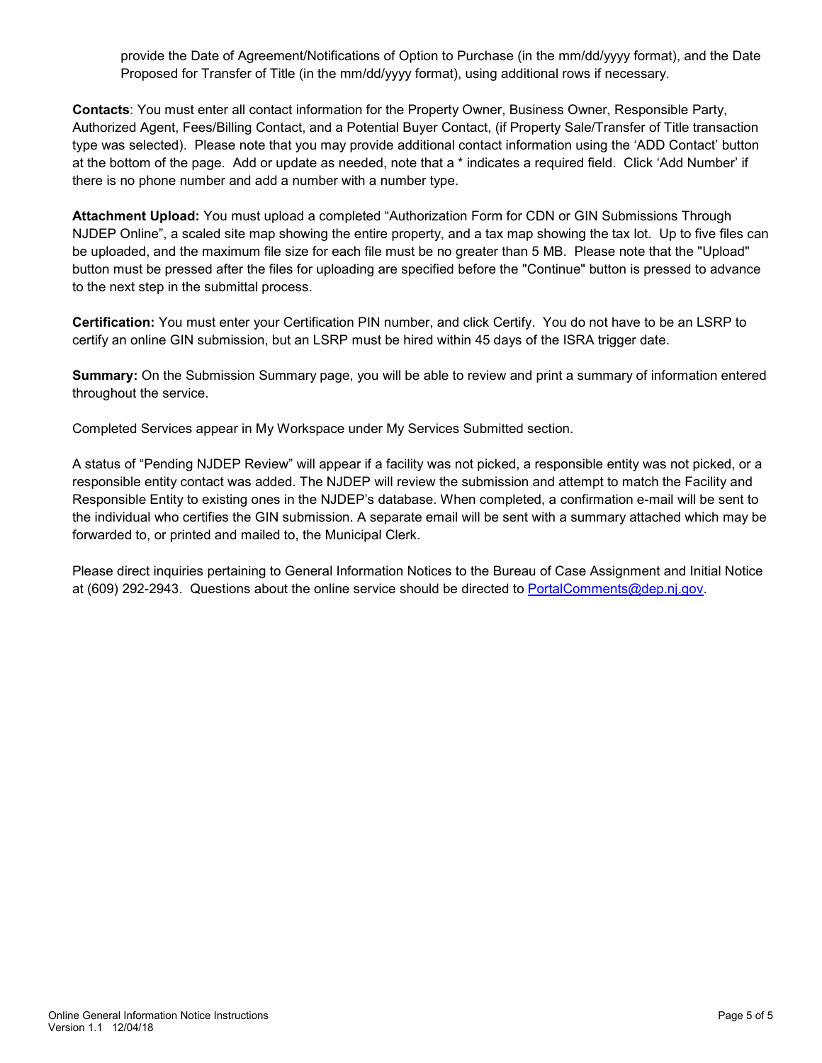provide the Date of Agreement/Notifications of Option to Purchase (in the mm/dd/yyyy format), and the Date Proposed for Transfer of Title (in the mm/dd/yyyy format), using additional rows if necessary.

**Contacts**: You must enter all contact information for the Property Owner, Business Owner, Responsible Party, Authorized Agent, Fees/Billing Contact, and a Potential Buyer Contact, (if Property Sale/Transfer of Title transaction type was selected). Please note that you may provide additional contact information using the 'ADD Contact' button at the bottom of the page. Add or update as needed, note that a * indicates a required field. Click 'Add Number' if there is no phone number and add a number with a number type.

**Attachment Upload:** You must upload a completed "Authorization Form for CDN or GIN Submissions Through NJDEP Online", a scaled site map showing the entire property, and a tax map showing the tax lot. Up to five files can be uploaded, and the maximum file size for each file must be no greater than 5 MB. Please note that the "Upload" button must be pressed after the files for uploading are specified before the "Continue" button is pressed to advance to the next step in the submittal process.

**Certification:** You must enter your Certification PIN number, and click Certify. You do not have to be an LSRP to certify an online GIN submission, but an LSRP must be hired within 45 days of the ISRA trigger date.

**Summary:** On the Submission Summary page, you will be able to review and print a summary of information entered throughout the service.

Completed Services appear in My Workspace under My Services Submitted section.

A status of "Pending NJDEP Review" will appear if a facility was not picked, a responsible entity was not picked, or a responsible entity contact was added. The NJDEP will review the submission and attempt to match the Facility and Responsible Entity to existing ones in the NJDEP's database. When completed, a confirmation e-mail will be sent to the individual who certifies the GIN submission. A separate email will be sent with a summary attached which may be forwarded to, or printed and mailed to, the Municipal Clerk.

Please direct inquiries pertaining to General Information Notices to the Bureau of Case Assignment and Initial Notice at (609) 292-2943. Questions about the online service should be directed to PortalComments@dep.nj.gov.